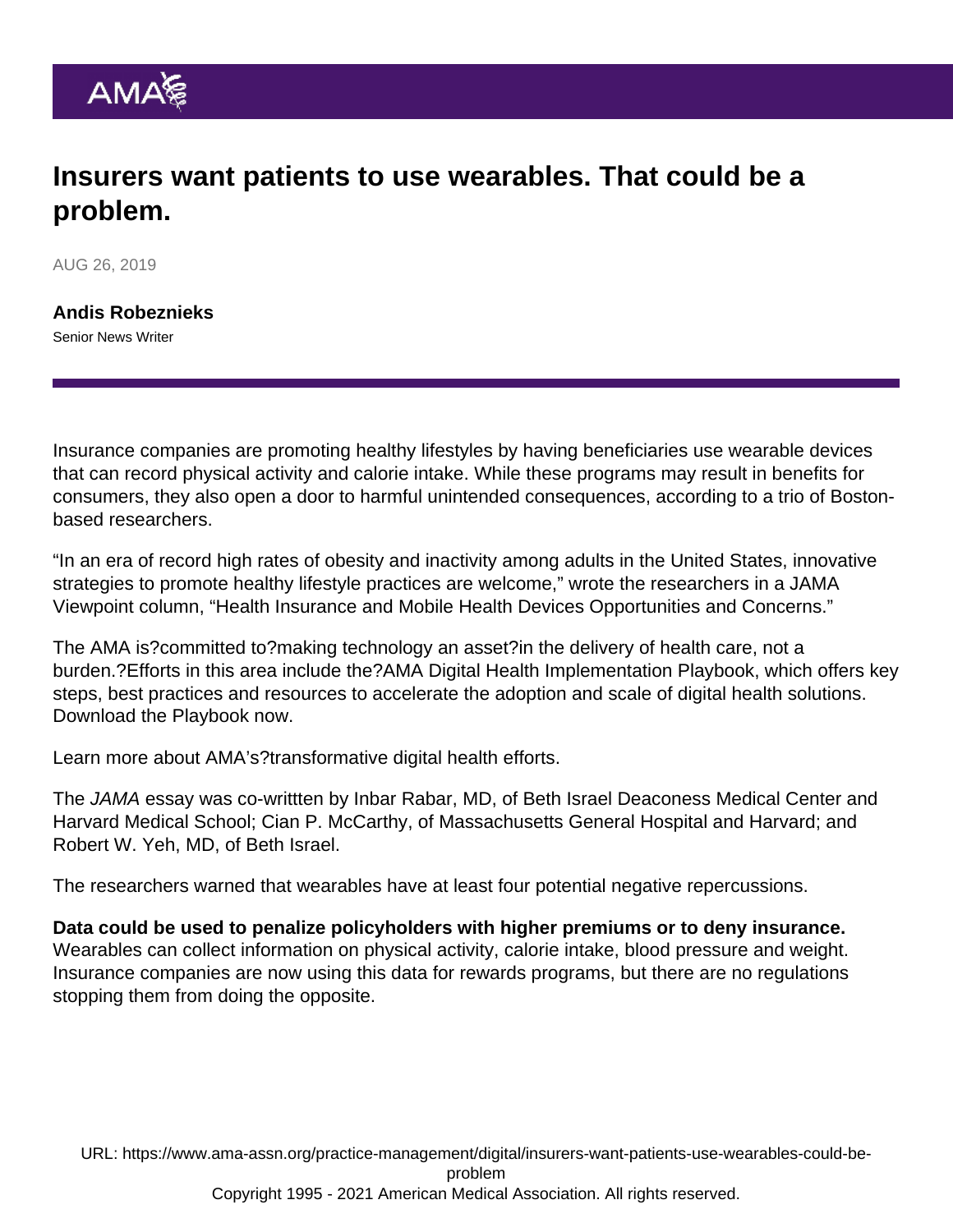# Insurers want patients to use wearables. That could be a problem.

AUG 26, 2019

**Andis Robeznieks**
Senior News Writer

Insurance companies are promoting healthy lifestyles by having beneficiaries use wearable devices that can record physical activity and calorie intake. While these programs may result in benefits for consumers, they also open a door to harmful unintended consequences, according to a trio of Boston-based researchers.

“In an era of record high rates of obesity and inactivity among adults in the United States, innovative strategies to promote healthy lifestyle practices are welcome,” wrote the researchers in a JAMA Viewpoint column, “Health Insurance and Mobile Health Devices Opportunities and Concerns.”

The AMA is?committed to?making technology an asset?in the delivery of health care, not a burden.?Efforts in this area include the?AMA Digital Health Implementation Playbook, which offers key steps, best practices and resources to accelerate the adoption and scale of digital health solutions. Download the Playbook now.

Learn more about AMA’s?transformative digital health efforts.

The *JAMA* essay was co-writtten by Inbar Rabar, MD, of Beth Israel Deaconess Medical Center and Harvard Medical School; Cian P. McCarthy, of Massachusetts General Hospital and Harvard; and Robert W. Yeh, MD, of Beth Israel.

The researchers warned that wearables have at least four potential negative repercussions.

**Data could be used to penalize policyholders with higher premiums or to deny insurance.** Wearables can collect information on physical activity, calorie intake, blood pressure and weight. Insurance companies are now using this data for rewards programs, but there are no regulations stopping them from doing the opposite.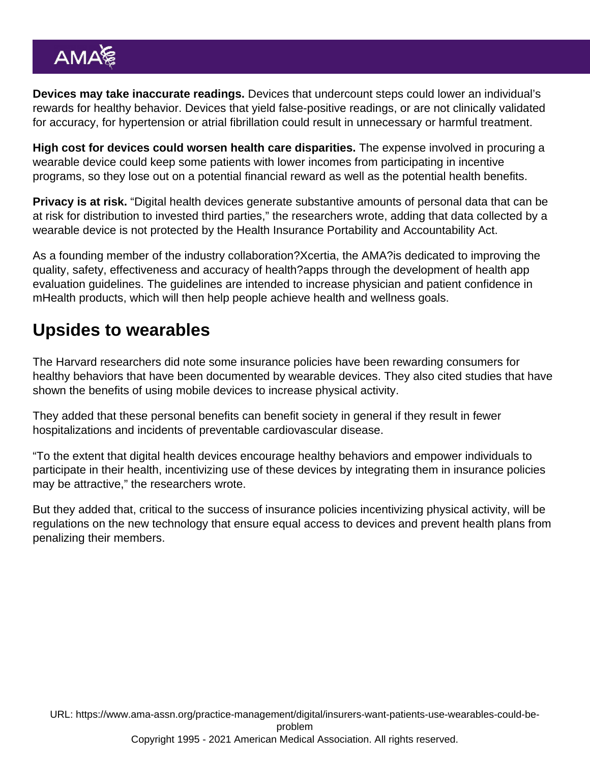**Devices may take inaccurate readings.** Devices that undercount steps could lower an individual's rewards for healthy behavior. Devices that yield false-positive readings, or are not clinically validated for accuracy, for hypertension or atrial fibrillation could result in unnecessary or harmful treatment.

**High cost for devices could worsen health care disparities.** The expense involved in procuring a wearable device could keep some patients with lower incomes from participating in incentive programs, so they lose out on a potential financial reward as well as the potential health benefits.

**Privacy is at risk.** "Digital health devices generate substantive amounts of personal data that can be at risk for distribution to invested third parties," the researchers wrote, adding that data collected by a wearable device is not protected by the Health Insurance Portability and Accountability Act.

As a founding member of the industry collaboration?Xcertia, the AMA?is dedicated to improving the quality, safety, effectiveness and accuracy of health?apps through the development of health app evaluation guidelines. The guidelines are intended to increase physician and patient confidence in mHealth products, which will then help people achieve health and wellness goals.

## Upsides to wearables

The Harvard researchers did note some insurance policies have been rewarding consumers for healthy behaviors that have been documented by wearable devices. They also cited studies that have shown the benefits of using mobile devices to increase physical activity.

They added that these personal benefits can benefit society in general if they result in fewer hospitalizations and incidents of preventable cardiovascular disease.

"To the extent that digital health devices encourage healthy behaviors and empower individuals to participate in their health, incentivizing use of these devices by integrating them in insurance policies may be attractive," the researchers wrote.

But they added that, critical to the success of insurance policies incentivizing physical activity, will be regulations on the new technology that ensure equal access to devices and prevent health plans from penalizing their members.